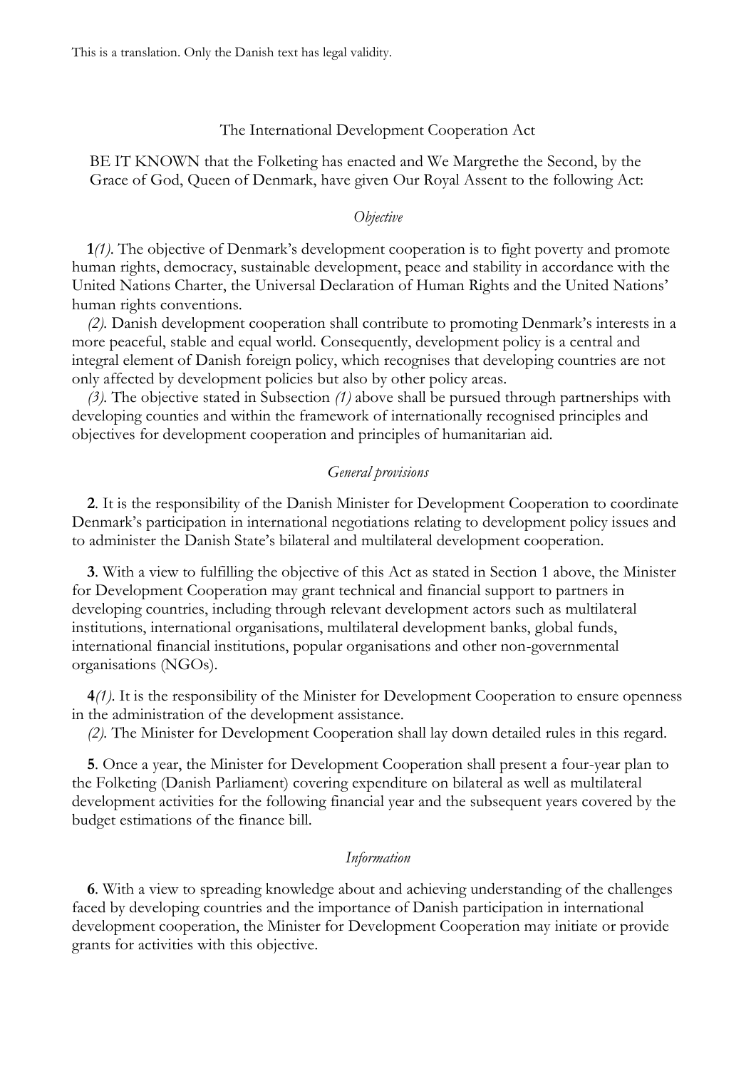This is a translation. Only the Danish text has legal validity.

# The International Development Cooperation Act

BE IT KNOWN that the Folketing has enacted and We Margrethe the Second, by the Grace of God, Queen of Denmark, have given Our Royal Assent to the following Act:

## *Objective*

**1***(1)*. The objective of Denmark's development cooperation is to fight poverty and promote human rights, democracy, sustainable development, peace and stability in accordance with the United Nations Charter, the Universal Declaration of Human Rights and the United Nations' human rights conventions.

*(2)*. Danish development cooperation shall contribute to promoting Denmark's interests in a more peaceful, stable and equal world. Consequently, development policy is a central and integral element of Danish foreign policy, which recognises that developing countries are not only affected by development policies but also by other policy areas.

*(3)*. The objective stated in Subsection *(1)* above shall be pursued through partnerships with developing counties and within the framework of internationally recognised principles and objectives for development cooperation and principles of humanitarian aid.

## *General provisions*

**2**. It is the responsibility of the Danish Minister for Development Cooperation to coordinate Denmark's participation in international negotiations relating to development policy issues and to administer the Danish State's bilateral and multilateral development cooperation.

**3**. With a view to fulfilling the objective of this Act as stated in Section 1 above, the Minister for Development Cooperation may grant technical and financial support to partners in developing countries, including through relevant development actors such as multilateral institutions, international organisations, multilateral development banks, global funds, international financial institutions, popular organisations and other non-governmental organisations (NGOs).

**4***(1)*. It is the responsibility of the Minister for Development Cooperation to ensure openness in the administration of the development assistance.

*(2)*. The Minister for Development Cooperation shall lay down detailed rules in this regard.

**5**. Once a year, the Minister for Development Cooperation shall present a four-year plan to the Folketing (Danish Parliament) covering expenditure on bilateral as well as multilateral development activities for the following financial year and the subsequent years covered by the budget estimations of the finance bill.

## *Information*

**6**. With a view to spreading knowledge about and achieving understanding of the challenges faced by developing countries and the importance of Danish participation in international development cooperation, the Minister for Development Cooperation may initiate or provide grants for activities with this objective.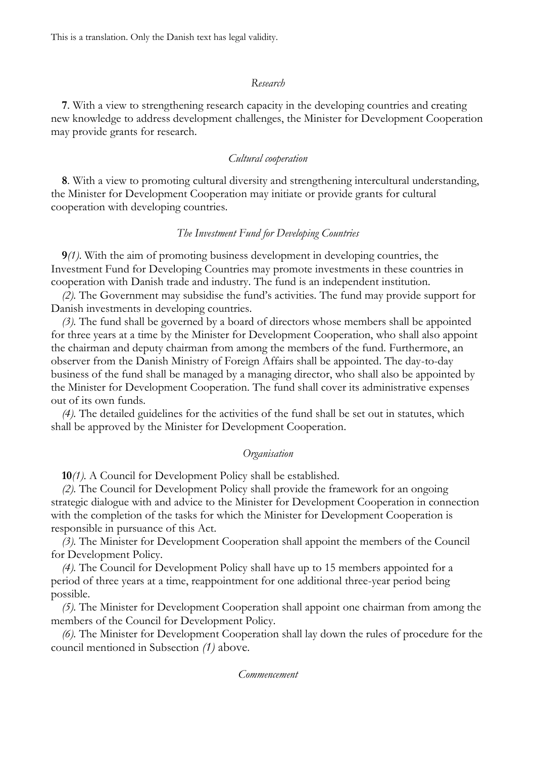This is a translation. Only the Danish text has legal validity.

*Research*

**7**. With a view to strengthening research capacity in the developing countries and creating new knowledge to address development challenges, the Minister for Development Cooperation may provide grants for research.

*Cultural cooperation*

**8**. With a view to promoting cultural diversity and strengthening intercultural understanding, the Minister for Development Cooperation may initiate or provide grants for cultural cooperation with developing countries.

*The Investment Fund for Developing Countries*

**9***(1)*. With the aim of promoting business development in developing countries, the Investment Fund for Developing Countries may promote investments in these countries in cooperation with Danish trade and industry. The fund is an independent institution.

*(2)*. The Government may subsidise the fund's activities. The fund may provide support for Danish investments in developing countries.

*(3)*. The fund shall be governed by a board of directors whose members shall be appointed for three years at a time by the Minister for Development Cooperation, who shall also appoint the chairman and deputy chairman from among the members of the fund. Furthermore, an observer from the Danish Ministry of Foreign Affairs shall be appointed. The day-to-day business of the fund shall be managed by a managing director, who shall also be appointed by the Minister for Development Cooperation. The fund shall cover its administrative expenses out of its own funds.

*(4)*. The detailed guidelines for the activities of the fund shall be set out in statutes, which shall be approved by the Minister for Development Cooperation.

*Organisation*

**10***(1)*. A Council for Development Policy shall be established.

*(2)*. The Council for Development Policy shall provide the framework for an ongoing strategic dialogue with and advice to the Minister for Development Cooperation in connection with the completion of the tasks for which the Minister for Development Cooperation is responsible in pursuance of this Act.

*(3)*. The Minister for Development Cooperation shall appoint the members of the Council for Development Policy.

*(4)*. The Council for Development Policy shall have up to 15 members appointed for a period of three years at a time, reappointment for one additional three-year period being possible.

*(5)*. The Minister for Development Cooperation shall appoint one chairman from among the members of the Council for Development Policy.

*(6)*. The Minister for Development Cooperation shall lay down the rules of procedure for the council mentioned in Subsection *(1)* above.

*Commencement*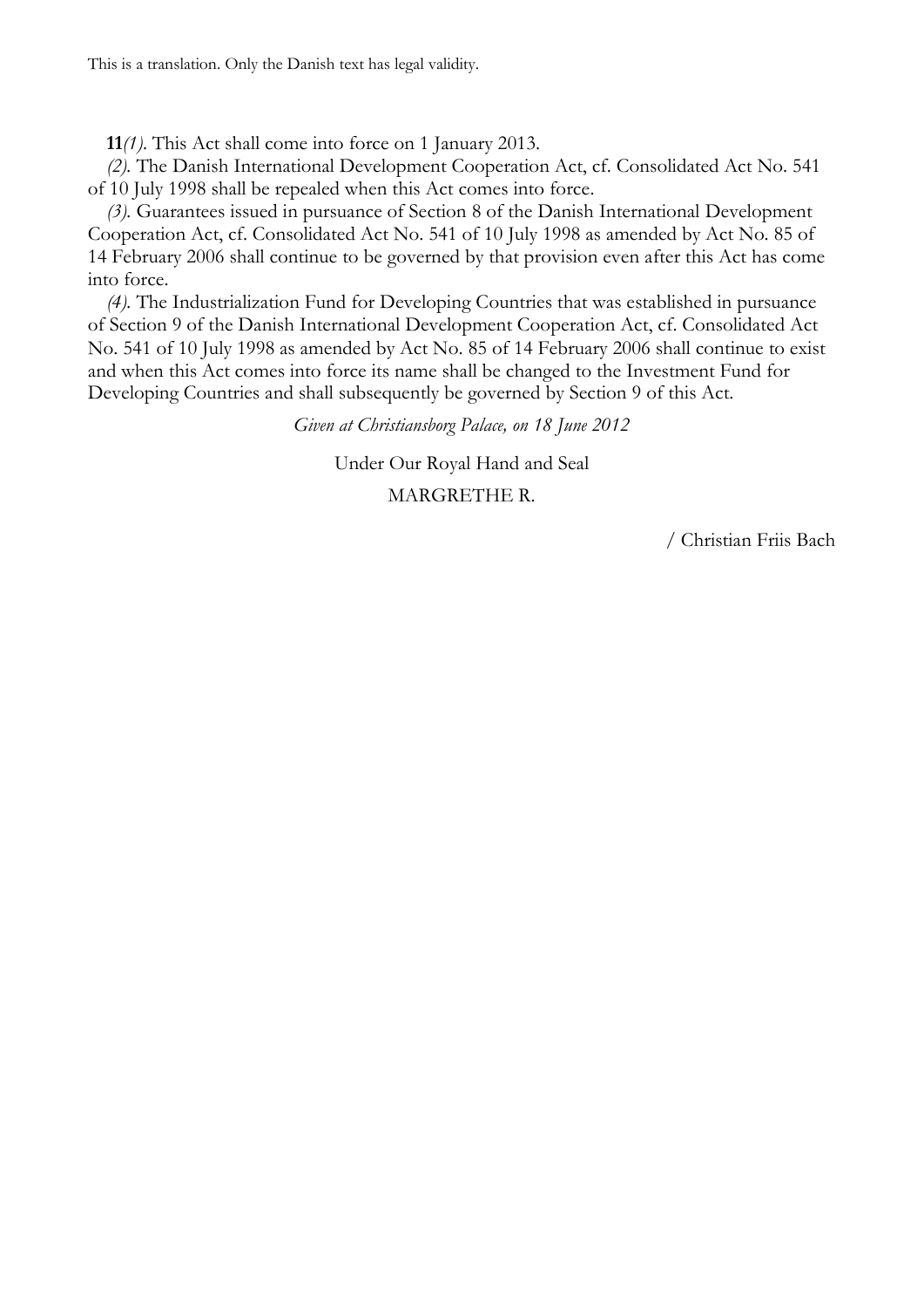**11***(1)*. This Act shall come into force on 1 January 2013.

*(2)*. The Danish International Development Cooperation Act, cf. Consolidated Act No. 541 of 10 July 1998 shall be repealed when this Act comes into force.

*(3)*. Guarantees issued in pursuance of Section 8 of the Danish International Development Cooperation Act, cf. Consolidated Act No. 541 of 10 July 1998 as amended by Act No. 85 of 14 February 2006 shall continue to be governed by that provision even after this Act has come into force.

*(4)*. The Industrialization Fund for Developing Countries that was established in pursuance of Section 9 of the Danish International Development Cooperation Act, cf. Consolidated Act No. 541 of 10 July 1998 as amended by Act No. 85 of 14 February 2006 shall continue to exist and when this Act comes into force its name shall be changed to the Investment Fund for Developing Countries and shall subsequently be governed by Section 9 of this Act.

*Given at Christiansborg Palace, on 18 June 2012*

Under Our Royal Hand and Seal

MARGRETHE R.

/ Christian Friis Bach